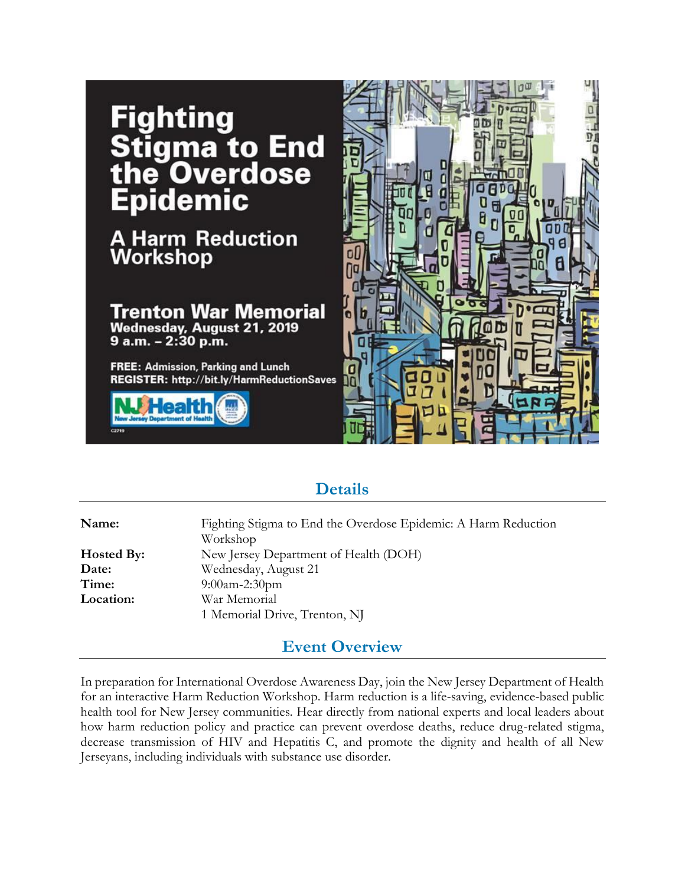# Fighting Stigma to End the Overdose Epidemic

## A Harm Reduction Workshop

**Trenton War Memorial**
**Wednesday, August 21, 2019**
**9 a.m. – 2:30 p.m.**

**FREE:** Admission, Parking and Lunch
**REGISTER:** http://bit.ly/HarmReductionSaves

NJ Health — New Jersey Department of Health

C2719

## Details

| | |
|---|---|
| **Name:** | Fighting Stigma to End the Overdose Epidemic: A Harm Reduction Workshop |
| **Hosted By:** | New Jersey Department of Health (DOH) |
| **Date:** | Wednesday, August 21 |
| **Time:** | 9:00am-2:30pm |
| **Location:** | War Memorial<br>1 Memorial Drive, Trenton, NJ |

## Event Overview

In preparation for International Overdose Awareness Day, join the New Jersey Department of Health for an interactive Harm Reduction Workshop. Harm reduction is a life-saving, evidence-based public health tool for New Jersey communities. Hear directly from national experts and local leaders about how harm reduction policy and practice can prevent overdose deaths, reduce drug-related stigma, decrease transmission of HIV and Hepatitis C, and promote the dignity and health of all New Jerseyans, including individuals with substance use disorder.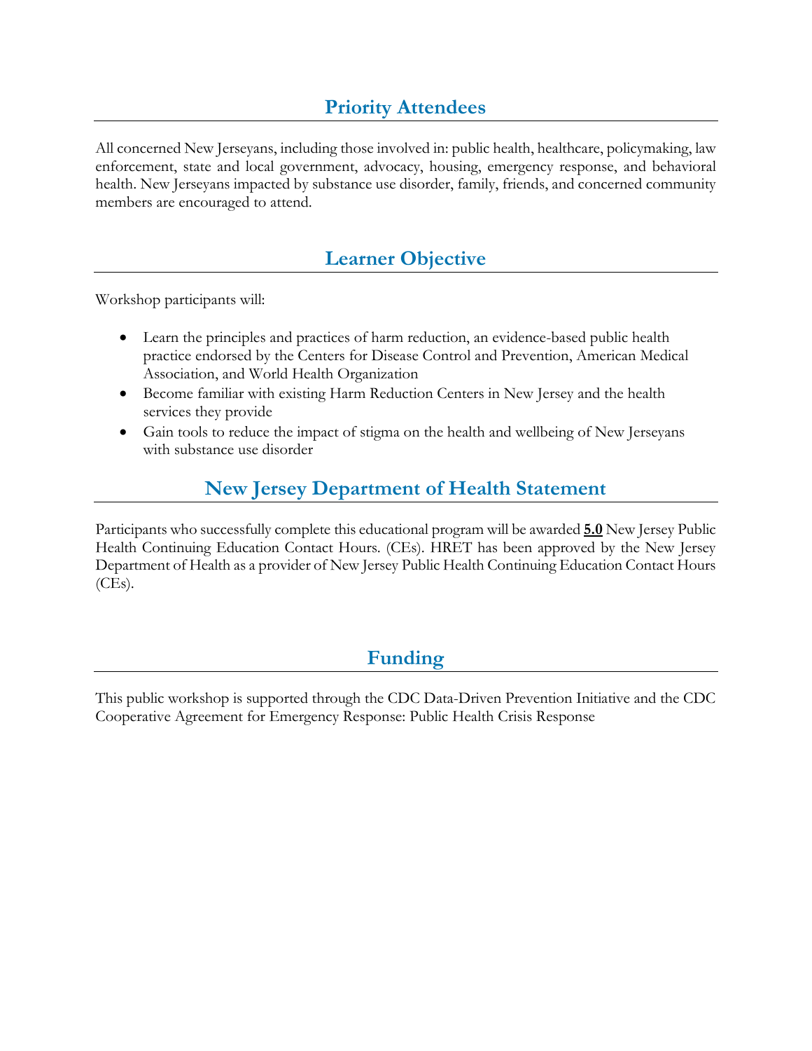## Priority Attendees

All concerned New Jerseyans, including those involved in: public health, healthcare, policymaking, law enforcement, state and local government, advocacy, housing, emergency response, and behavioral health. New Jerseyans impacted by substance use disorder, family, friends, and concerned community members are encouraged to attend.

## Learner Objective

Workshop participants will:

- Learn the principles and practices of harm reduction, an evidence-based public health practice endorsed by the Centers for Disease Control and Prevention, American Medical Association, and World Health Organization
- Become familiar with existing Harm Reduction Centers in New Jersey and the health services they provide
- Gain tools to reduce the impact of stigma on the health and wellbeing of New Jerseyans with substance use disorder

## New Jersey Department of Health Statement

Participants who successfully complete this educational program will be awarded **5.0** New Jersey Public Health Continuing Education Contact Hours. (CEs). HRET has been approved by the New Jersey Department of Health as a provider of New Jersey Public Health Continuing Education Contact Hours (CEs).

## Funding

This public workshop is supported through the CDC Data-Driven Prevention Initiative and the CDC Cooperative Agreement for Emergency Response: Public Health Crisis Response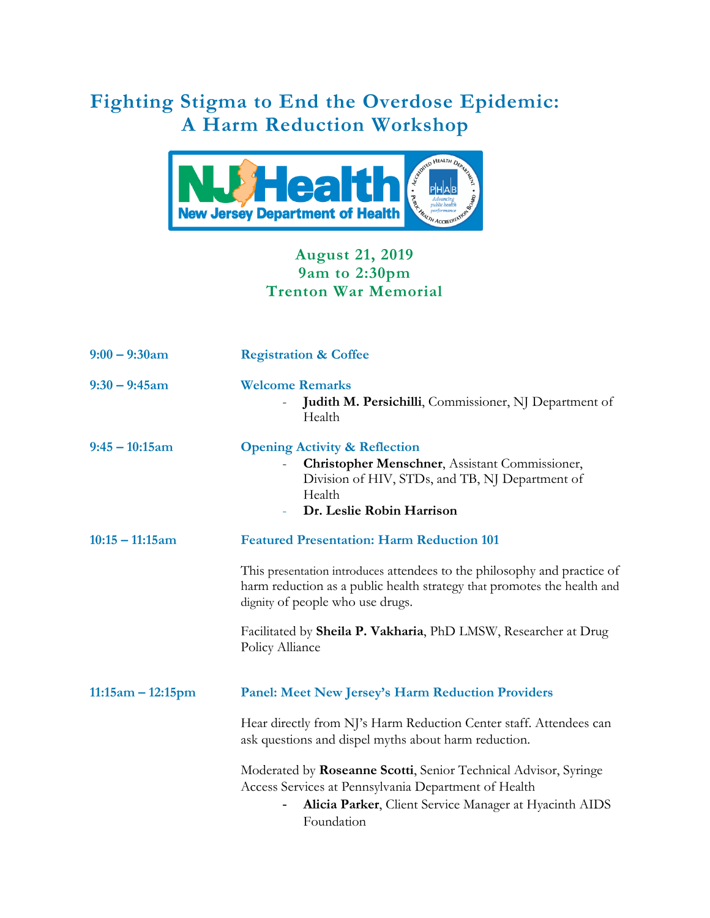# Fighting Stigma to End the Overdose Epidemic: A Harm Reduction Workshop

**August 21, 2019**
**9am to 2:30pm**
**Trenton War Memorial**

**9:00 – 9:30am** — **Registration & Coffee**

**9:30 – 9:45am** — **Welcome Remarks**

- **Judith M. Persichilli**, Commissioner, NJ Department of Health

**9:45 – 10:15am** — **Opening Activity & Reflection**

- **Christopher Menschner**, Assistant Commissioner, Division of HIV, STDs, and TB, NJ Department of Health
- **Dr. Leslie Robin Harrison**

**10:15 – 11:15am** — **Featured Presentation: Harm Reduction 101**

This presentation introduces attendees to the philosophy and practice of harm reduction as a public health strategy that promotes the health and dignity of people who use drugs.

Facilitated by **Sheila P. Vakharia**, PhD LMSW, Researcher at Drug Policy Alliance

**11:15am – 12:15pm** — **Panel: Meet New Jersey's Harm Reduction Providers**

Hear directly from NJ's Harm Reduction Center staff. Attendees can ask questions and dispel myths about harm reduction.

Moderated by **Roseanne Scotti**, Senior Technical Advisor, Syringe Access Services at Pennsylvania Department of Health

- **Alicia Parker**, Client Service Manager at Hyacinth AIDS Foundation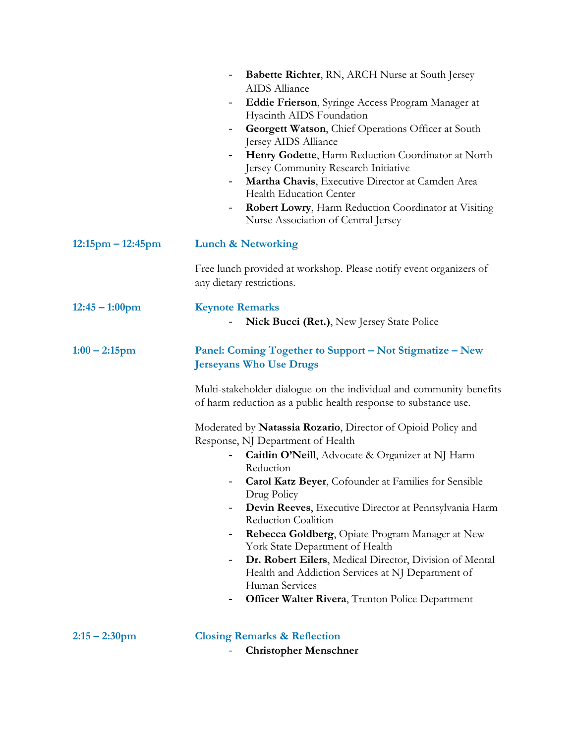- **Babette Richter**, RN, ARCH Nurse at South Jersey AIDS Alliance
- **Eddie Frierson**, Syringe Access Program Manager at Hyacinth AIDS Foundation
- **Georgett Watson**, Chief Operations Officer at South Jersey AIDS Alliance
- **Henry Godette**, Harm Reduction Coordinator at North Jersey Community Research Initiative
- **Martha Chavis**, Executive Director at Camden Area Health Education Center
- **Robert Lowry**, Harm Reduction Coordinator at Visiting Nurse Association of Central Jersey

**12:15pm – 12:45pm** **Lunch & Networking**

Free lunch provided at workshop. Please notify event organizers of any dietary restrictions.

**12:45 – 1:00pm** **Keynote Remarks**

- **Nick Bucci (Ret.)**, New Jersey State Police

**1:00 – 2:15pm** **Panel: Coming Together to Support – Not Stigmatize – New Jerseyans Who Use Drugs**

Multi-stakeholder dialogue on the individual and community benefits of harm reduction as a public health response to substance use.

Moderated by **Natassia Rozario**, Director of Opioid Policy and Response, NJ Department of Health

- **Caitlin O'Neill**, Advocate & Organizer at NJ Harm Reduction
- **Carol Katz Beyer**, Cofounder at Families for Sensible Drug Policy
- **Devin Reeves**, Executive Director at Pennsylvania Harm Reduction Coalition
- **Rebecca Goldberg**, Opiate Program Manager at New York State Department of Health
- **Dr. Robert Eilers**, Medical Director, Division of Mental Health and Addiction Services at NJ Department of Human Services
- **Officer Walter Rivera**, Trenton Police Department

**2:15 – 2:30pm** **Closing Remarks & Reflection**

- **Christopher Menschner**